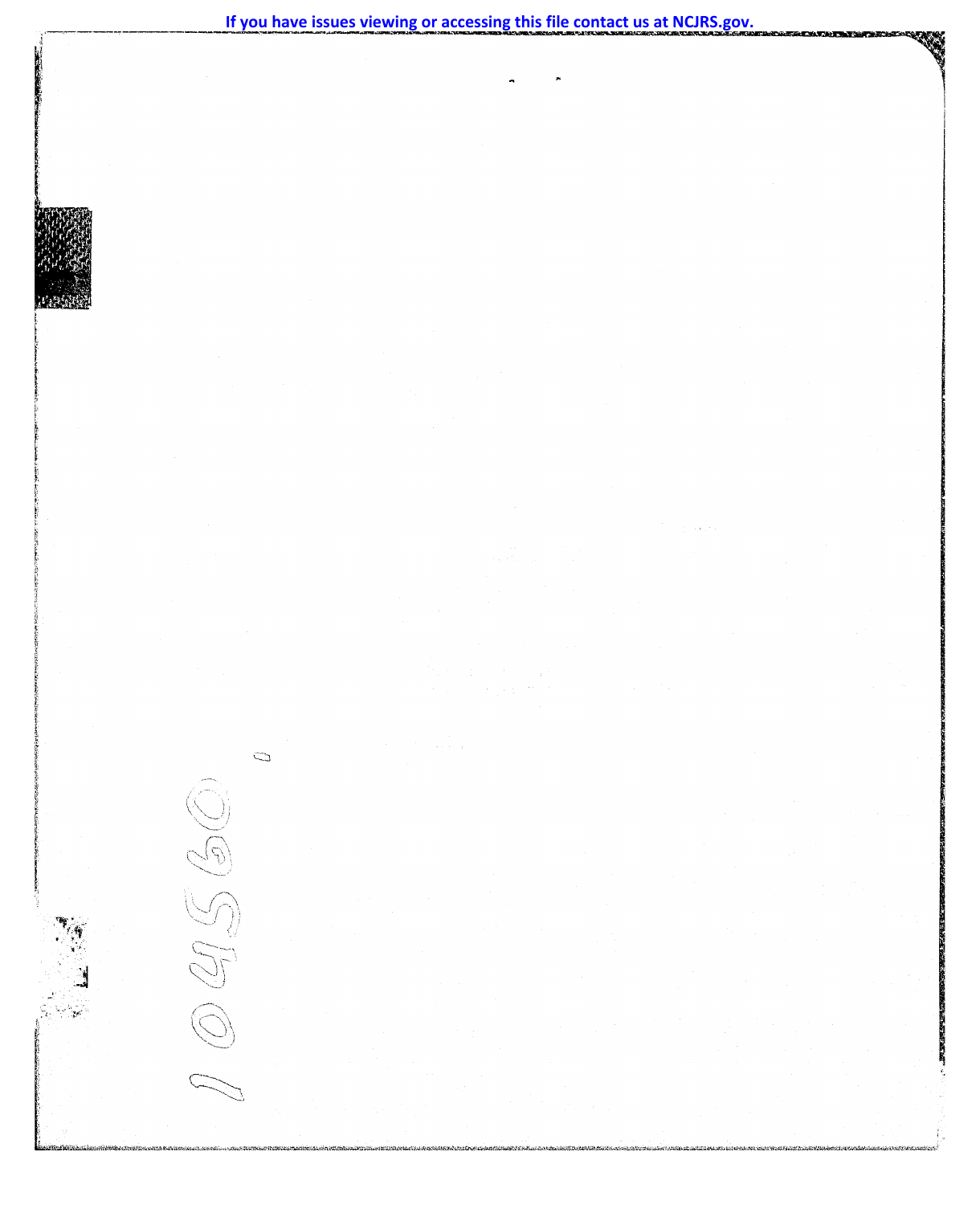104560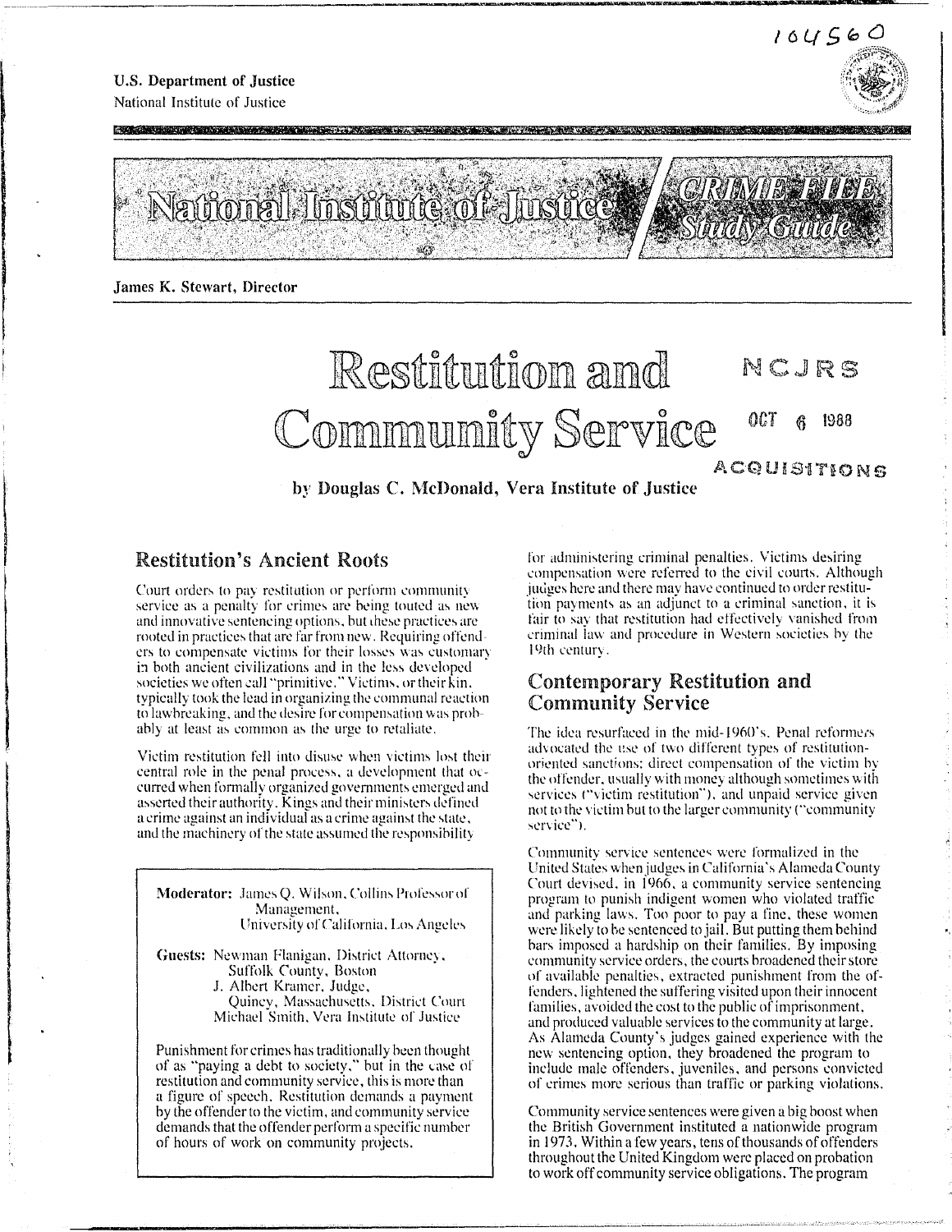U.S. Department of Justice
National Institute of Justice

104560

National Institute of Justice / CRIME FILE Study Guide

James K. Stewart, Director

# Restitution and Community Service

NCJRS

OCT 6 1988

ACQUISITIONS

by Douglas C. McDonald, Vera Institute of Justice

## Restitution's Ancient Roots

Court orders to pay restitution or perform community service as a penalty for crimes are being touted as new and innovative sentencing options, but these practices are rooted in practices that are far from new. Requiring offenders to compensate victims for their losses was customary in both ancient civilizations and in the less developed societies we often call "primitive." Victims, or their kin, typically took the lead in organizing the communal reaction to lawbreaking, and the desire for compensation was probably at least as common as the urge to retaliate.

Victim restitution fell into disuse when victims lost their central role in the penal process, a development that occurred when formally organized governments emerged and asserted their authority. Kings and their ministers defined a crime against an individual as a crime against the state, and the machinery of the state assumed the responsibility for administering criminal penalties. Victims desiring compensation were referred to the civil courts. Although judges here and there may have continued to order restitution payments as an adjunct to a criminal sanction, it is fair to say that restitution had effectively vanished from criminal law and procedure in Western societies by the 19th century.

**Moderator:** James Q. Wilson, Collins Professor of Management, University of California, Los Angeles

**Guests:** Newman Flanigan, District Attorney, Suffolk County, Boston
J. Albert Kramer, Judge, Quincy, Massachusetts, District Court
Michael Smith, Vera Institute of Justice

Punishment for crimes has traditionally been thought of as "paying a debt to society," but in the case of restitution and community service, this is more than a figure of speech. Restitution demands a payment by the offender to the victim, and community service demands that the offender perform a specific number of hours of work on community projects.

## Contemporary Restitution and Community Service

The idea resurfaced in the mid-1960's. Penal reformers advocated the use of two different types of restitution-oriented sanctions: direct compensation of the victim by the offender, usually with money although sometimes with services ("victim restitution"), and unpaid service given not to the victim but to the larger community ("community service").

Community service sentences were formalized in the United States when judges in California's Alameda County Court devised, in 1966, a community service sentencing program to punish indigent women who violated traffic and parking laws. Too poor to pay a fine, these women were likely to be sentenced to jail. But putting them behind bars imposed a hardship on their families. By imposing community service orders, the courts broadened their store of available penalties, extracted punishment from the offenders, lightened the suffering visited upon their innocent families, avoided the cost to the public of imprisonment, and produced valuable services to the community at large. As Alameda County's judges gained experience with the new sentencing option, they broadened the program to include male offenders, juveniles, and persons convicted of crimes more serious than traffic or parking violations.

Community service sentences were given a big boost when the British Government instituted a nationwide program in 1973. Within a few years, tens of thousands of offenders throughout the United Kingdom were placed on probation to work off community service obligations. The program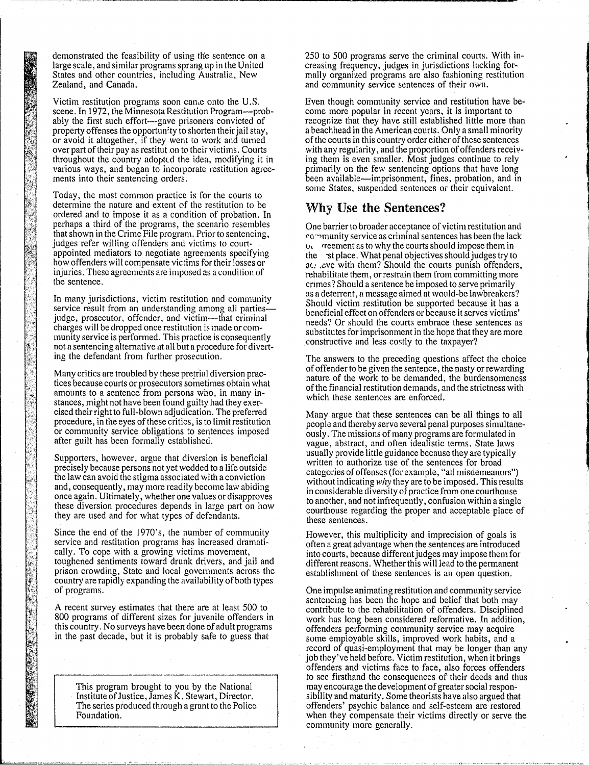demonstrated the feasibility of using the sentence on a large scale, and similar programs sprang up in the United States and other countries, including Australia, New Zealand, and Canada.

Victim restitution programs soon came onto the U.S. scene. In 1972, the Minnesota Restitution Program—probably the first such effort—gave prisoners convicted of property offenses the opportunity to shorten their jail stay, or avoid it altogether, if they went to work and turned over part of their pay as restitution to their victims. Courts throughout the country adopted the idea, modifying it in various ways, and began to incorporate restitution agreements into their sentencing orders.

Today, the most common practice is for the courts to determine the nature and extent of the restitution to be ordered and to impose it as a condition of probation. In perhaps a third of the programs, the scenario resembles that shown in the Crime File program. Prior to sentencing, judges refer willing offenders and victims to court-appointed mediators to negotiate agreements specifying how offenders will compensate victims for their losses or injuries. These agreements are imposed as a condition of the sentence.

In many jurisdictions, victim restitution and community service result from an understanding among all parties—judge, prosecutor, offender, and victim—that criminal charges will be dropped once restitution is made or community service is performed. This practice is consequently not a sentencing alternative at all but a procedure for diverting the defendant from further prosecution.

Many critics are troubled by these pretrial diversion practices because courts or prosecutors sometimes obtain what amounts to a sentence from persons who, in many instances, might not have been found guilty had they exercised their right to full-blown adjudication. The preferred procedure, in the eyes of these critics, is to limit restitution or community service obligations to sentences imposed after guilt has been formally established.

Supporters, however, argue that diversion is beneficial precisely because persons not yet wedded to a life outside the law can avoid the stigma associated with a conviction and, consequently, may more readily become law abiding once again. Ultimately, whether one values or disapproves these diversion procedures depends in large part on how they are used and for what types of defendants.

Since the end of the 1970's, the number of community service and restitution programs has increased dramatically. To cope with a growing victims movement, toughened sentiments toward drunk drivers, and jail and prison crowding, State and local governments across the country are rapidly expanding the availability of both types of programs.

A recent survey estimates that there are at least 500 to 800 programs of different sizes for juvenile offenders in this country. No surveys have been done of adult programs in the past decade, but it is probably safe to guess that 250 to 500 programs serve the criminal courts. With increasing frequency, judges in jurisdictions lacking formally organized programs are also fashioning restitution and community service sentences of their own.

Even though community service and restitution have become more popular in recent years, it is important to recognize that they have still established little more than a beachhead in the American courts. Only a small minority of the courts in this country order either of these sentences with any regularity, and the proportion of offenders receiving them is even smaller. Most judges continue to rely primarily on the few sentencing options that have long been available—imprisonment, fines, probation, and in some States, suspended sentences or their equivalent.

## Why Use the Sentences?

One barrier to broader acceptance of victim restitution and community service as criminal sentences has been the lack of agreement as to why the courts should impose them in the first place. What penal objectives should judges try to achieve with them? Should the courts punish offenders, rehabilitate them, or restrain them from committing more crimes? Should a sentence be imposed to serve primarily as a deterrent, a message aimed at would-be lawbreakers? Should victim restitution be supported because it has a beneficial effect on offenders or because it serves victims' needs? Or should the courts embrace these sentences as substitutes for imprisonment in the hope that they are more constructive and less costly to the taxpayer?

The answers to the preceding questions affect the choice of offender to be given the sentence, the nasty or rewarding nature of the work to be demanded, the burdensomeness of the financial restitution demands, and the strictness with which these sentences are enforced.

Many argue that these sentences can be all things to all people and thereby serve several penal purposes simultaneously. The missions of many programs are formulated in vague, abstract, and often idealistic terms. State laws usually provide little guidance because they are typically written to authorize use of the sentences for broad categories of offenses (for example, "all misdemeanors") without indicating *why* they are to be imposed. This results in considerable diversity of practice from one courthouse to another, and not infrequently, confusion within a single courthouse regarding the proper and acceptable place of these sentences.

However, this multiplicity and imprecision of goals is often a great advantage when the sentences are introduced into courts, because different judges may impose them for different reasons. Whether this will lead to the permanent establishment of these sentences is an open question.

One impulse animating restitution and community service sentencing has been the hope and belief that both may contribute to the rehabilitation of offenders. Disciplined work has long been considered reformative. In addition, offenders performing community service may acquire some employable skills, improved work habits, and a record of quasi-employment that may be longer than any job they've held before. Victim restitution, when it brings offenders and victims face to face, also forces offenders to see firsthand the consequences of their deeds and thus may encourage the development of greater social responsibility and maturity. Some theorists have also argued that offenders' psychic balance and self-esteem are restored when they compensate their victims directly or serve the community more generally.

This program brought to you by the National Institute of Justice, James K. Stewart, Director. The series produced through a grant to the Police Foundation.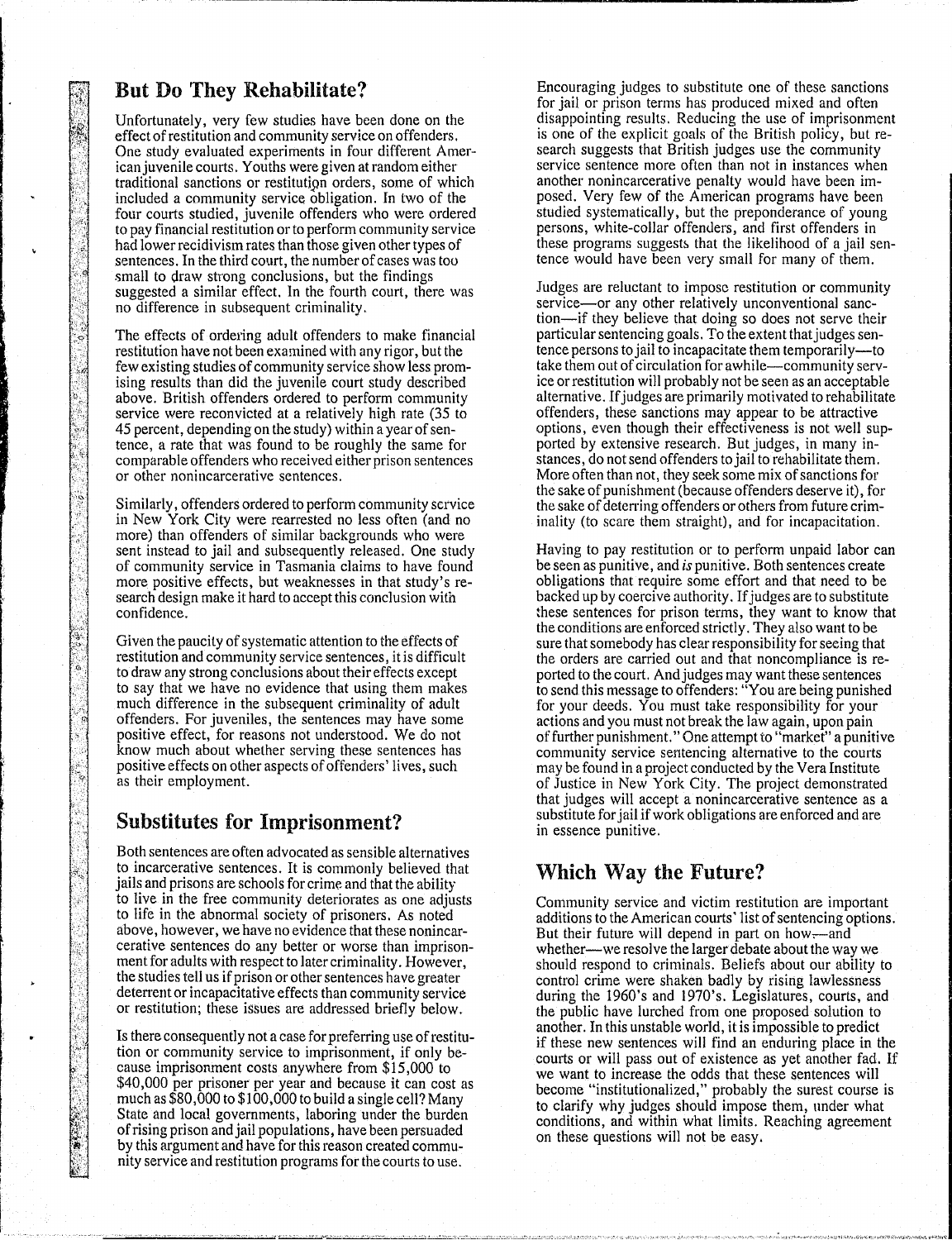## But Do They Rehabilitate?

Unfortunately, very few studies have been done on the effect of restitution and community service on offenders. One study evaluated experiments in four different American juvenile courts. Youths were given at random either traditional sanctions or restitution orders, some of which included a community service obligation. In two of the four courts studied, juvenile offenders who were ordered to pay financial restitution or to perform community service had lower recidivism rates than those given other types of sentences. In the third court, the number of cases was too small to draw strong conclusions, but the findings suggested a similar effect. In the fourth court, there was no difference in subsequent criminality.

The effects of ordering adult offenders to make financial restitution have not been examined with any rigor, but the few existing studies of community service show less promising results than did the juvenile court study described above. British offenders ordered to perform community service were reconvicted at a relatively high rate (35 to 45 percent, depending on the study) within a year of sentence, a rate that was found to be roughly the same for comparable offenders who received either prison sentences or other nonincarcerative sentences.

Similarly, offenders ordered to perform community service in New York City were rearrested no less often (and no more) than offenders of similar backgrounds who were sent instead to jail and subsequently released. One study of community service in Tasmania claims to have found more positive effects, but weaknesses in that study's research design make it hard to accept this conclusion with confidence.

Given the paucity of systematic attention to the effects of restitution and community service sentences, it is difficult to draw any strong conclusions about their effects except to say that we have no evidence that using them makes much difference in the subsequent criminality of adult offenders. For juveniles, the sentences may have some positive effect, for reasons not understood. We do not know much about whether serving these sentences has positive effects on other aspects of offenders' lives, such as their employment.

## Substitutes for Imprisonment?

Both sentences are often advocated as sensible alternatives to incarcerative sentences. It is commonly believed that jails and prisons are schools for crime and that the ability to live in the free community deteriorates as one adjusts to life in the abnormal society of prisoners. As noted above, however, we have no evidence that these nonincarcerative sentences do any better or worse than imprisonment for adults with respect to later criminality. However, the studies tell us if prison or other sentences have greater deterrent or incapacitative effects than community service or restitution; these issues are addressed briefly below.

Is there consequently not a case for preferring use of restitution or community service to imprisonment, if only because imprisonment costs anywhere from $15,000 to $40,000 per prisoner per year and because it can cost as much as $80,000 to $100,000 to build a single cell? Many State and local governments, laboring under the burden of rising prison and jail populations, have been persuaded by this argument and have for this reason created community service and restitution programs for the courts to use.

Encouraging judges to substitute one of these sanctions for jail or prison terms has produced mixed and often disappointing results. Reducing the use of imprisonment is one of the explicit goals of the British policy, but research suggests that British judges use the community service sentence more often than not in instances when another nonincarcerative penalty would have been imposed. Very few of the American programs have been studied systematically, but the preponderance of young persons, white-collar offenders, and first offenders in these programs suggests that the likelihood of a jail sentence would have been very small for many of them.

Judges are reluctant to impose restitution or community service—or any other relatively unconventional sanction—if they believe that doing so does not serve their particular sentencing goals. To the extent that judges sentence persons to jail to incapacitate them temporarily—to take them out of circulation for awhile—community service or restitution will probably not be seen as an acceptable alternative. If judges are primarily motivated to rehabilitate offenders, these sanctions may appear to be attractive options, even though their effectiveness is not well supported by extensive research. But judges, in many instances, do not send offenders to jail to rehabilitate them. More often than not, they seek some mix of sanctions for the sake of punishment (because offenders deserve it), for the sake of deterring offenders or others from future criminality (to scare them straight), and for incapacitation.

Having to pay restitution or to perform unpaid labor can be seen as punitive, and *is* punitive. Both sentences create obligations that require some effort and that need to be backed up by coercive authority. If judges are to substitute these sentences for prison terms, they want to know that the conditions are enforced strictly. They also want to be sure that somebody has clear responsibility for seeing that the orders are carried out and that noncompliance is reported to the court. And judges may want these sentences to send this message to offenders: "You are being punished for your deeds. You must take responsibility for your actions and you must not break the law again, upon pain of further punishment." One attempt to "market" a punitive community service sentencing alternative to the courts may be found in a project conducted by the Vera Institute of Justice in New York City. The project demonstrated that judges will accept a nonincarcerative sentence as a substitute for jail if work obligations are enforced and are in essence punitive.

## Which Way the Future?

Community service and victim restitution are important additions to the American courts' list of sentencing options. But their future will depend in part on how—and whether—we resolve the larger debate about the way we should respond to criminals. Beliefs about our ability to control crime were shaken badly by rising lawlessness during the 1960's and 1970's. Legislatures, courts, and the public have lurched from one proposed solution to another. In this unstable world, it is impossible to predict if these new sentences will find an enduring place in the courts or will pass out of existence as yet another fad. If we want to increase the odds that these sentences will become "institutionalized," probably the surest course is to clarify why judges should impose them, under what conditions, and within what limits. Reaching agreement on these questions will not be easy.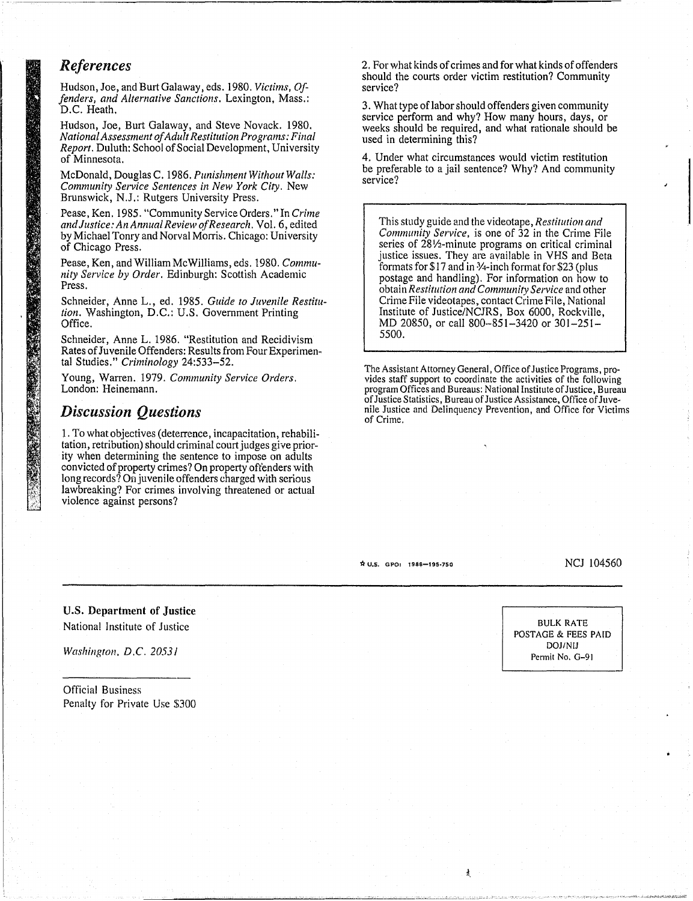## *References*

Hudson, Joe, and Burt Galaway, eds. 1980. *Victims, Offenders, and Alternative Sanctions*. Lexington, Mass.: D.C. Heath.

Hudson, Joe, Burt Galaway, and Steve Novack. 1980. *National Assessment of Adult Restitution Programs: Final Report*. Duluth: School of Social Development, University of Minnesota.

McDonald, Douglas C. 1986. *Punishment Without Walls: Community Service Sentences in New York City*. New Brunswick, N.J.: Rutgers University Press.

Pease, Ken. 1985. "Community Service Orders." In *Crime and Justice: An Annual Review of Research*. Vol. 6, edited by Michael Tonry and Norval Morris. Chicago: University of Chicago Press.

Pease, Ken, and William McWilliams, eds. 1980. *Community Service by Order*. Edinburgh: Scottish Academic Press.

Schneider, Anne L., ed. 1985. *Guide to Juvenile Restitution*. Washington, D.C.: U.S. Government Printing Office.

Schneider, Anne L. 1986. "Restitution and Recidivism Rates of Juvenile Offenders: Results from Four Experimental Studies." *Criminology* 24:533–52.

Young, Warren. 1979. *Community Service Orders*. London: Heinemann.

## *Discussion Questions*

1. To what objectives (deterrence, incapacitation, rehabilitation, retribution) should criminal court judges give priority when determining the sentence to impose on adults convicted of property crimes? On property offenders with long records? On juvenile offenders charged with serious lawbreaking? For crimes involving threatened or actual violence against persons?

2. For what kinds of crimes and for what kinds of offenders should the courts order victim restitution? Community service?

3. What type of labor should offenders given community service perform and why? How many hours, days, or weeks should be required, and what rationale should be used in determining this?

4. Under what circumstances would victim restitution be preferable to a jail sentence? Why? And community service?

This study guide and the videotape, *Restitution and Community Service*, is one of 32 in the Crime File series of 28½-minute programs on critical criminal justice issues. They are available in VHS and Beta formats for $17 and in ¾-inch format for $23 (plus postage and handling). For information on how to obtain *Restitution and Community Service* and other Crime File videotapes, contact Crime File, National Institute of Justice/NCJRS, Box 6000, Rockville, MD 20850, or call 800–851–3420 or 301–251–5500.

The Assistant Attorney General, Office of Justice Programs, provides staff support to coordinate the activities of the following program Offices and Bureaus: National Institute of Justice, Bureau of Justice Statistics, Bureau of Justice Assistance, Office of Juvenile Justice and Delinquency Prevention, and Office for Victims of Crime.

☆ U.S. GPO: 1988—195-750

NCJ 104560

**U.S. Department of Justice**
National Institute of Justice

*Washington, D.C. 20531*

Official Business
Penalty for Private Use $300

BULK RATE
POSTAGE & FEES PAID
DOJ/NIJ
Permit No. G-91